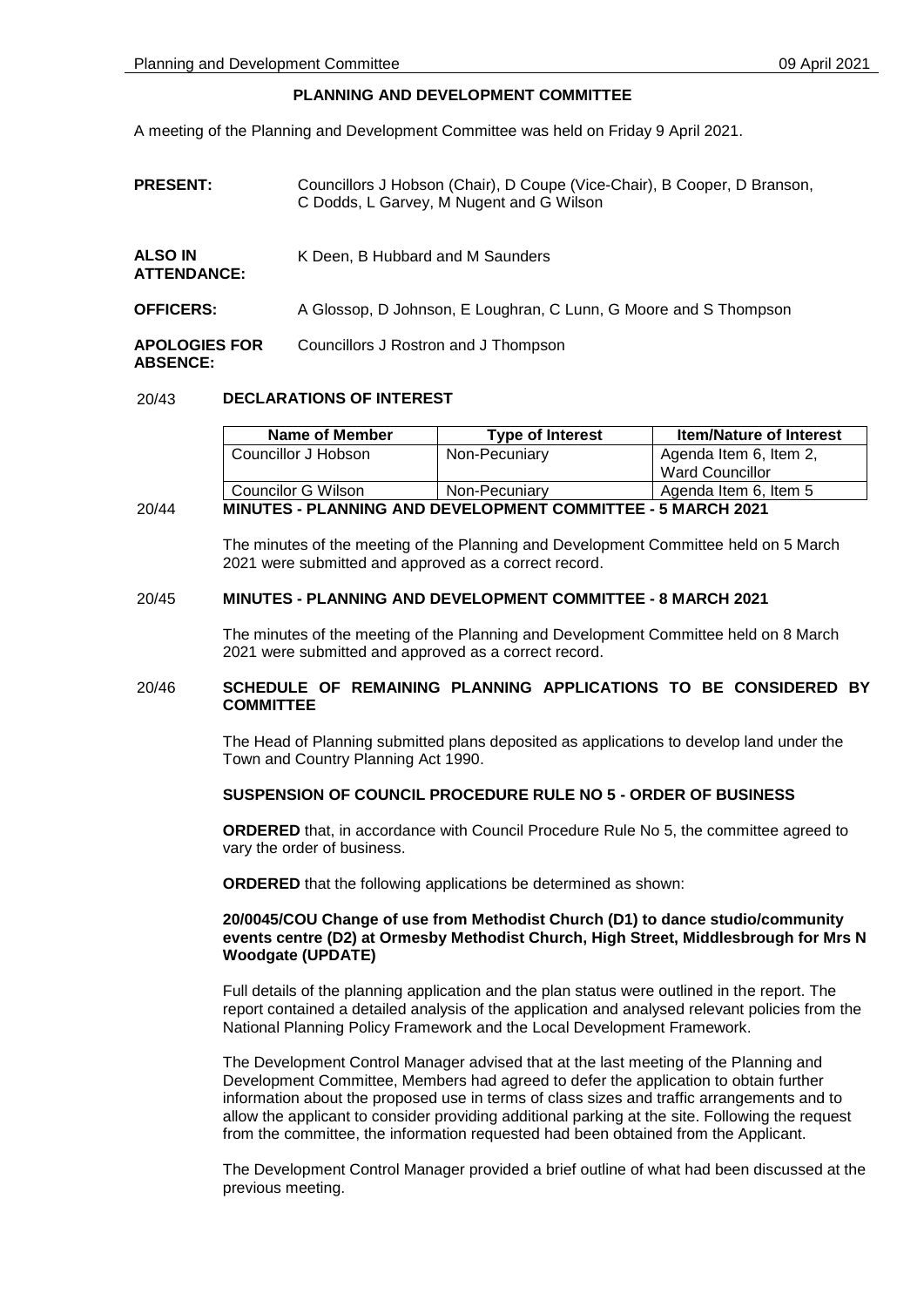# PLANNING AND DEVELOPMENT COMMITTEE

A meeting of the Planning and Development Committee was held on Friday 9 April 2021.

**PRESENT:** Councillors J Hobson (Chair), D Coupe (Vice-Chair), B Cooper, D Branson, C Dodds, L Garvey, M Nugent and G Wilson

**ALSO IN ATTENDANCE:** K Deen, B Hubbard and M Saunders

**OFFICERS:** A Glossop, D Johnson, E Loughran, C Lunn, G Moore and S Thompson

**APOLOGIES FOR ABSENCE:** Councillors J Rostron and J Thompson

## 20/43 DECLARATIONS OF INTEREST

| Name of Member | Type of Interest | Item/Nature of Interest |
|---|---|---|
| Councillor J Hobson | Non-Pecuniary | Agenda Item 6, Item 2, Ward Councillor |
| Councilor G Wilson | Non-Pecuniary | Agenda Item 6, Item 5 |

## 20/44 MINUTES - PLANNING AND DEVELOPMENT COMMITTEE - 5 MARCH 2021

The minutes of the meeting of the Planning and Development Committee held on 5 March 2021 were submitted and approved as a correct record.

## 20/45 MINUTES - PLANNING AND DEVELOPMENT COMMITTEE - 8 MARCH 2021

The minutes of the meeting of the Planning and Development Committee held on 8 March 2021 were submitted and approved as a correct record.

## 20/46 SCHEDULE OF REMAINING PLANNING APPLICATIONS TO BE CONSIDERED BY COMMITTEE

The Head of Planning submitted plans deposited as applications to develop land under the Town and Country Planning Act 1990.

**SUSPENSION OF COUNCIL PROCEDURE RULE NO 5 - ORDER OF BUSINESS**

**ORDERED** that, in accordance with Council Procedure Rule No 5, the committee agreed to vary the order of business.

**ORDERED** that the following applications be determined as shown:

**20/0045/COU Change of use from Methodist Church (D1) to dance studio/community events centre (D2) at Ormesby Methodist Church, High Street, Middlesbrough for Mrs N Woodgate (UPDATE)**

Full details of the planning application and the plan status were outlined in the report. The report contained a detailed analysis of the application and analysed relevant policies from the National Planning Policy Framework and the Local Development Framework.

The Development Control Manager advised that at the last meeting of the Planning and Development Committee, Members had agreed to defer the application to obtain further information about the proposed use in terms of class sizes and traffic arrangements and to allow the applicant to consider providing additional parking at the site. Following the request from the committee, the information requested had been obtained from the Applicant.

The Development Control Manager provided a brief outline of what had been discussed at the previous meeting.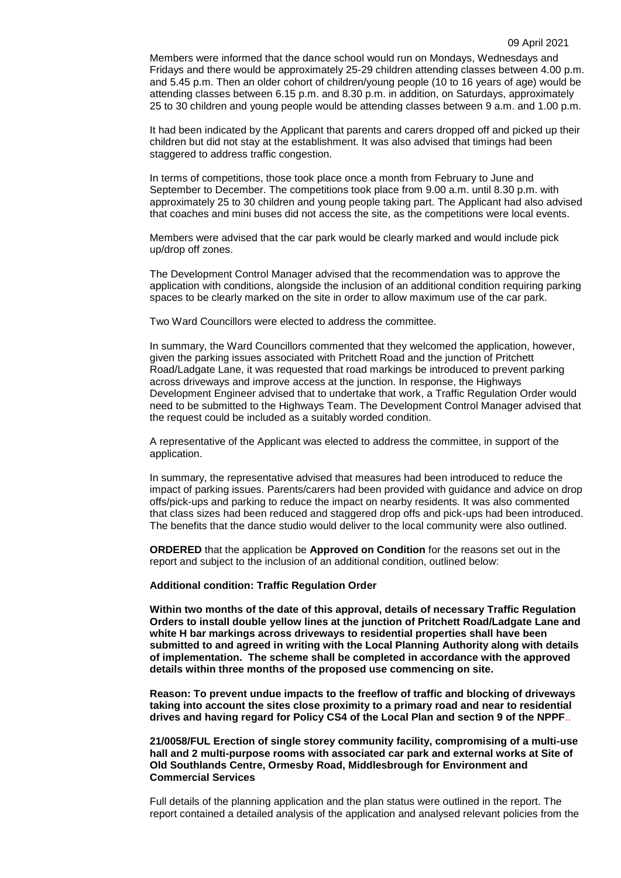Members were informed that the dance school would run on Mondays, Wednesdays and Fridays and there would be approximately 25-29 children attending classes between 4.00 p.m. and 5.45 p.m. Then an older cohort of children/young people (10 to 16 years of age) would be attending classes between 6.15 p.m. and 8.30 p.m. in addition, on Saturdays, approximately 25 to 30 children and young people would be attending classes between 9 a.m. and 1.00 p.m.

It had been indicated by the Applicant that parents and carers dropped off and picked up their children but did not stay at the establishment. It was also advised that timings had been staggered to address traffic congestion.

In terms of competitions, those took place once a month from February to June and September to December. The competitions took place from 9.00 a.m. until 8.30 p.m. with approximately 25 to 30 children and young people taking part. The Applicant had also advised that coaches and mini buses did not access the site, as the competitions were local events.

Members were advised that the car park would be clearly marked and would include pick up/drop off zones.

The Development Control Manager advised that the recommendation was to approve the application with conditions, alongside the inclusion of an additional condition requiring parking spaces to be clearly marked on the site in order to allow maximum use of the car park.

Two Ward Councillors were elected to address the committee.

In summary, the Ward Councillors commented that they welcomed the application, however, given the parking issues associated with Pritchett Road and the junction of Pritchett Road/Ladgate Lane, it was requested that road markings be introduced to prevent parking across driveways and improve access at the junction. In response, the Highways Development Engineer advised that to undertake that work, a Traffic Regulation Order would need to be submitted to the Highways Team. The Development Control Manager advised that the request could be included as a suitably worded condition.

A representative of the Applicant was elected to address the committee, in support of the application.

In summary, the representative advised that measures had been introduced to reduce the impact of parking issues. Parents/carers had been provided with guidance and advice on drop offs/pick-ups and parking to reduce the impact on nearby residents. It was also commented that class sizes had been reduced and staggered drop offs and pick-ups had been introduced. The benefits that the dance studio would deliver to the local community were also outlined.

**ORDERED** that the application be **Approved on Condition** for the reasons set out in the report and subject to the inclusion of an additional condition, outlined below:

**Additional condition: Traffic Regulation Order**

**Within two months of the date of this approval, details of necessary Traffic Regulation Orders to install double yellow lines at the junction of Pritchett Road/Ladgate Lane and white H bar markings across driveways to residential properties shall have been submitted to and agreed in writing with the Local Planning Authority along with details of implementation. The scheme shall be completed in accordance with the approved details within three months of the proposed use commencing on site.**

**Reason: To prevent undue impacts to the freeflow of traffic and blocking of driveways taking into account the sites close proximity to a primary road and near to residential drives and having regard for Policy CS4 of the Local Plan and section 9 of the NPPF..**

**21/0058/FUL Erection of single storey community facility, compromising of a multi-use hall and 2 multi-purpose rooms with associated car park and external works at Site of Old Southlands Centre, Ormesby Road, Middlesbrough for Environment and Commercial Services**

Full details of the planning application and the plan status were outlined in the report. The report contained a detailed analysis of the application and analysed relevant policies from the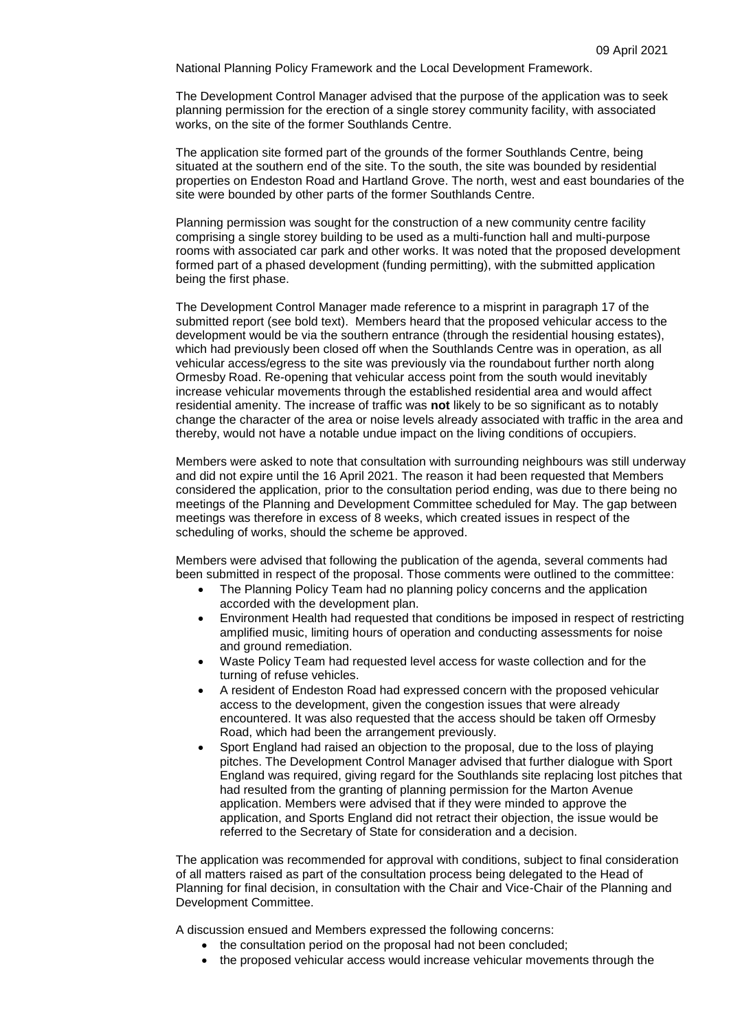National Planning Policy Framework and the Local Development Framework.

The Development Control Manager advised that the purpose of the application was to seek planning permission for the erection of a single storey community facility, with associated works, on the site of the former Southlands Centre.

The application site formed part of the grounds of the former Southlands Centre, being situated at the southern end of the site. To the south, the site was bounded by residential properties on Endeston Road and Hartland Grove. The north, west and east boundaries of the site were bounded by other parts of the former Southlands Centre.

Planning permission was sought for the construction of a new community centre facility comprising a single storey building to be used as a multi-function hall and multi-purpose rooms with associated car park and other works. It was noted that the proposed development formed part of a phased development (funding permitting), with the submitted application being the first phase.

The Development Control Manager made reference to a misprint in paragraph 17 of the submitted report (see bold text). Members heard that the proposed vehicular access to the development would be via the southern entrance (through the residential housing estates), which had previously been closed off when the Southlands Centre was in operation, as all vehicular access/egress to the site was previously via the roundabout further north along Ormesby Road. Re-opening that vehicular access point from the south would inevitably increase vehicular movements through the established residential area and would affect residential amenity. The increase of traffic was **not** likely to be so significant as to notably change the character of the area or noise levels already associated with traffic in the area and thereby, would not have a notable undue impact on the living conditions of occupiers.

Members were asked to note that consultation with surrounding neighbours was still underway and did not expire until the 16 April 2021. The reason it had been requested that Members considered the application, prior to the consultation period ending, was due to there being no meetings of the Planning and Development Committee scheduled for May. The gap between meetings was therefore in excess of 8 weeks, which created issues in respect of the scheduling of works, should the scheme be approved.

Members were advised that following the publication of the agenda, several comments had been submitted in respect of the proposal. Those comments were outlined to the committee:

- The Planning Policy Team had no planning policy concerns and the application accorded with the development plan.
- Environment Health had requested that conditions be imposed in respect of restricting amplified music, limiting hours of operation and conducting assessments for noise and ground remediation.
- Waste Policy Team had requested level access for waste collection and for the turning of refuse vehicles.
- A resident of Endeston Road had expressed concern with the proposed vehicular access to the development, given the congestion issues that were already encountered. It was also requested that the access should be taken off Ormesby Road, which had been the arrangement previously.
- Sport England had raised an objection to the proposal, due to the loss of playing pitches. The Development Control Manager advised that further dialogue with Sport England was required, giving regard for the Southlands site replacing lost pitches that had resulted from the granting of planning permission for the Marton Avenue application. Members were advised that if they were minded to approve the application, and Sports England did not retract their objection, the issue would be referred to the Secretary of State for consideration and a decision.

The application was recommended for approval with conditions, subject to final consideration of all matters raised as part of the consultation process being delegated to the Head of Planning for final decision, in consultation with the Chair and Vice-Chair of the Planning and Development Committee.

A discussion ensued and Members expressed the following concerns:

- the consultation period on the proposal had not been concluded;
- the proposed vehicular access would increase vehicular movements through the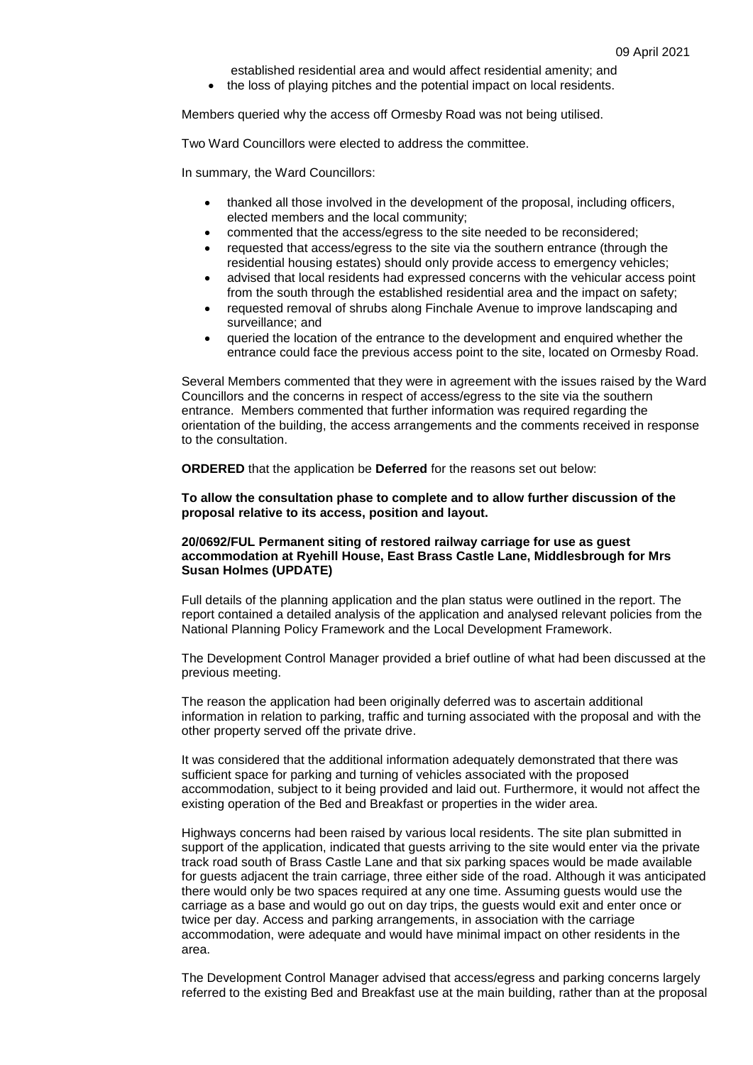established residential area and would affect residential amenity; and
- the loss of playing pitches and the potential impact on local residents.

Members queried why the access off Ormesby Road was not being utilised.

Two Ward Councillors were elected to address the committee.

In summary, the Ward Councillors:

- thanked all those involved in the development of the proposal, including officers, elected members and the local community;
- commented that the access/egress to the site needed to be reconsidered;
- requested that access/egress to the site via the southern entrance (through the residential housing estates) should only provide access to emergency vehicles;
- advised that local residents had expressed concerns with the vehicular access point from the south through the established residential area and the impact on safety;
- requested removal of shrubs along Finchale Avenue to improve landscaping and surveillance; and
- queried the location of the entrance to the development and enquired whether the entrance could face the previous access point to the site, located on Ormesby Road.

Several Members commented that they were in agreement with the issues raised by the Ward Councillors and the concerns in respect of access/egress to the site via the southern entrance. Members commented that further information was required regarding the orientation of the building, the access arrangements and the comments received in response to the consultation.

**ORDERED** that the application be **Deferred** for the reasons set out below:

**To allow the consultation phase to complete and to allow further discussion of the proposal relative to its access, position and layout.**

**20/0692/FUL Permanent siting of restored railway carriage for use as guest accommodation at Ryehill House, East Brass Castle Lane, Middlesbrough for Mrs Susan Holmes (UPDATE)**

Full details of the planning application and the plan status were outlined in the report. The report contained a detailed analysis of the application and analysed relevant policies from the National Planning Policy Framework and the Local Development Framework.

The Development Control Manager provided a brief outline of what had been discussed at the previous meeting.

The reason the application had been originally deferred was to ascertain additional information in relation to parking, traffic and turning associated with the proposal and with the other property served off the private drive.

It was considered that the additional information adequately demonstrated that there was sufficient space for parking and turning of vehicles associated with the proposed accommodation, subject to it being provided and laid out. Furthermore, it would not affect the existing operation of the Bed and Breakfast or properties in the wider area.

Highways concerns had been raised by various local residents. The site plan submitted in support of the application, indicated that guests arriving to the site would enter via the private track road south of Brass Castle Lane and that six parking spaces would be made available for guests adjacent the train carriage, three either side of the road. Although it was anticipated there would only be two spaces required at any one time. Assuming guests would use the carriage as a base and would go out on day trips, the guests would exit and enter once or twice per day. Access and parking arrangements, in association with the carriage accommodation, were adequate and would have minimal impact on other residents in the area.

The Development Control Manager advised that access/egress and parking concerns largely referred to the existing Bed and Breakfast use at the main building, rather than at the proposal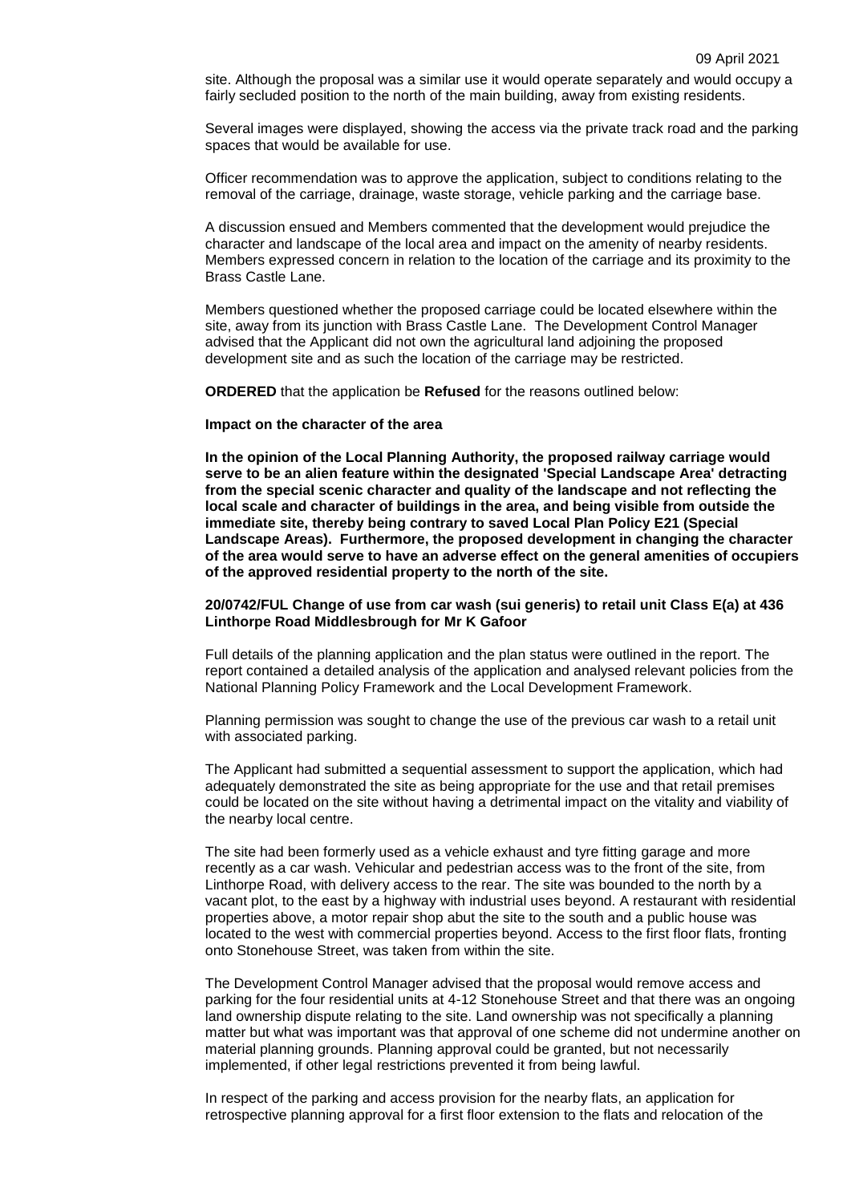site. Although the proposal was a similar use it would operate separately and would occupy a fairly secluded position to the north of the main building, away from existing residents.

Several images were displayed, showing the access via the private track road and the parking spaces that would be available for use.

Officer recommendation was to approve the application, subject to conditions relating to the removal of the carriage, drainage, waste storage, vehicle parking and the carriage base.

A discussion ensued and Members commented that the development would prejudice the character and landscape of the local area and impact on the amenity of nearby residents. Members expressed concern in relation to the location of the carriage and its proximity to the Brass Castle Lane.

Members questioned whether the proposed carriage could be located elsewhere within the site, away from its junction with Brass Castle Lane. The Development Control Manager advised that the Applicant did not own the agricultural land adjoining the proposed development site and as such the location of the carriage may be restricted.

**ORDERED** that the application be **Refused** for the reasons outlined below:

**Impact on the character of the area**

**In the opinion of the Local Planning Authority, the proposed railway carriage would serve to be an alien feature within the designated 'Special Landscape Area' detracting from the special scenic character and quality of the landscape and not reflecting the local scale and character of buildings in the area, and being visible from outside the immediate site, thereby being contrary to saved Local Plan Policy E21 (Special Landscape Areas). Furthermore, the proposed development in changing the character of the area would serve to have an adverse effect on the general amenities of occupiers of the approved residential property to the north of the site.**

**20/0742/FUL Change of use from car wash (sui generis) to retail unit Class E(a) at 436 Linthorpe Road Middlesbrough for Mr K Gafoor**

Full details of the planning application and the plan status were outlined in the report. The report contained a detailed analysis of the application and analysed relevant policies from the National Planning Policy Framework and the Local Development Framework.

Planning permission was sought to change the use of the previous car wash to a retail unit with associated parking.

The Applicant had submitted a sequential assessment to support the application, which had adequately demonstrated the site as being appropriate for the use and that retail premises could be located on the site without having a detrimental impact on the vitality and viability of the nearby local centre.

The site had been formerly used as a vehicle exhaust and tyre fitting garage and more recently as a car wash. Vehicular and pedestrian access was to the front of the site, from Linthorpe Road, with delivery access to the rear. The site was bounded to the north by a vacant plot, to the east by a highway with industrial uses beyond. A restaurant with residential properties above, a motor repair shop abut the site to the south and a public house was located to the west with commercial properties beyond. Access to the first floor flats, fronting onto Stonehouse Street, was taken from within the site.

The Development Control Manager advised that the proposal would remove access and parking for the four residential units at 4-12 Stonehouse Street and that there was an ongoing land ownership dispute relating to the site. Land ownership was not specifically a planning matter but what was important was that approval of one scheme did not undermine another on material planning grounds. Planning approval could be granted, but not necessarily implemented, if other legal restrictions prevented it from being lawful.

In respect of the parking and access provision for the nearby flats, an application for retrospective planning approval for a first floor extension to the flats and relocation of the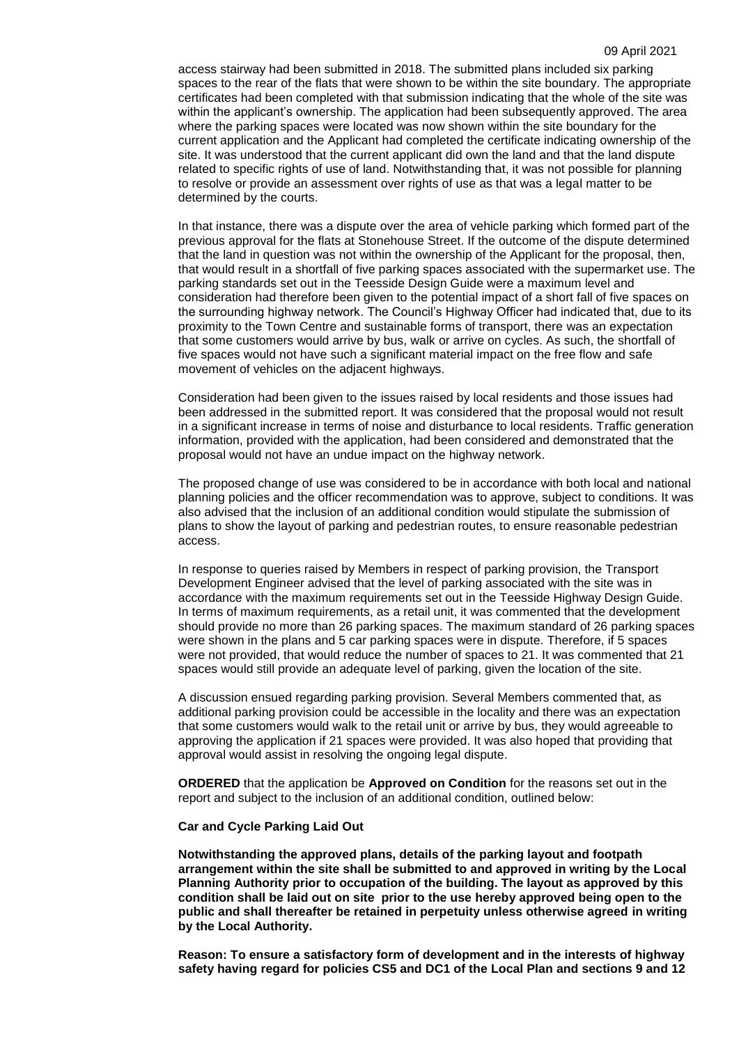access stairway had been submitted in 2018. The submitted plans included six parking spaces to the rear of the flats that were shown to be within the site boundary. The appropriate certificates had been completed with that submission indicating that the whole of the site was within the applicant's ownership. The application had been subsequently approved. The area where the parking spaces were located was now shown within the site boundary for the current application and the Applicant had completed the certificate indicating ownership of the site. It was understood that the current applicant did own the land and that the land dispute related to specific rights of use of land. Notwithstanding that, it was not possible for planning to resolve or provide an assessment over rights of use as that was a legal matter to be determined by the courts.

In that instance, there was a dispute over the area of vehicle parking which formed part of the previous approval for the flats at Stonehouse Street. If the outcome of the dispute determined that the land in question was not within the ownership of the Applicant for the proposal, then, that would result in a shortfall of five parking spaces associated with the supermarket use. The parking standards set out in the Teesside Design Guide were a maximum level and consideration had therefore been given to the potential impact of a short fall of five spaces on the surrounding highway network. The Council's Highway Officer had indicated that, due to its proximity to the Town Centre and sustainable forms of transport, there was an expectation that some customers would arrive by bus, walk or arrive on cycles. As such, the shortfall of five spaces would not have such a significant material impact on the free flow and safe movement of vehicles on the adjacent highways.

Consideration had been given to the issues raised by local residents and those issues had been addressed in the submitted report. It was considered that the proposal would not result in a significant increase in terms of noise and disturbance to local residents. Traffic generation information, provided with the application, had been considered and demonstrated that the proposal would not have an undue impact on the highway network.

The proposed change of use was considered to be in accordance with both local and national planning policies and the officer recommendation was to approve, subject to conditions. It was also advised that the inclusion of an additional condition would stipulate the submission of plans to show the layout of parking and pedestrian routes, to ensure reasonable pedestrian access.

In response to queries raised by Members in respect of parking provision, the Transport Development Engineer advised that the level of parking associated with the site was in accordance with the maximum requirements set out in the Teesside Highway Design Guide. In terms of maximum requirements, as a retail unit, it was commented that the development should provide no more than 26 parking spaces. The maximum standard of 26 parking spaces were shown in the plans and 5 car parking spaces were in dispute. Therefore, if 5 spaces were not provided, that would reduce the number of spaces to 21. It was commented that 21 spaces would still provide an adequate level of parking, given the location of the site.

A discussion ensued regarding parking provision. Several Members commented that, as additional parking provision could be accessible in the locality and there was an expectation that some customers would walk to the retail unit or arrive by bus, they would agreeable to approving the application if 21 spaces were provided. It was also hoped that providing that approval would assist in resolving the ongoing legal dispute.

**ORDERED** that the application be **Approved on Condition** for the reasons set out in the report and subject to the inclusion of an additional condition, outlined below:

**Car and Cycle Parking Laid Out**

**Notwithstanding the approved plans, details of the parking layout and footpath arrangement within the site shall be submitted to and approved in writing by the Local Planning Authority prior to occupation of the building. The layout as approved by this condition shall be laid out on site prior to the use hereby approved being open to the public and shall thereafter be retained in perpetuity unless otherwise agreed in writing by the Local Authority.**

**Reason: To ensure a satisfactory form of development and in the interests of highway safety having regard for policies CS5 and DC1 of the Local Plan and sections 9 and 12**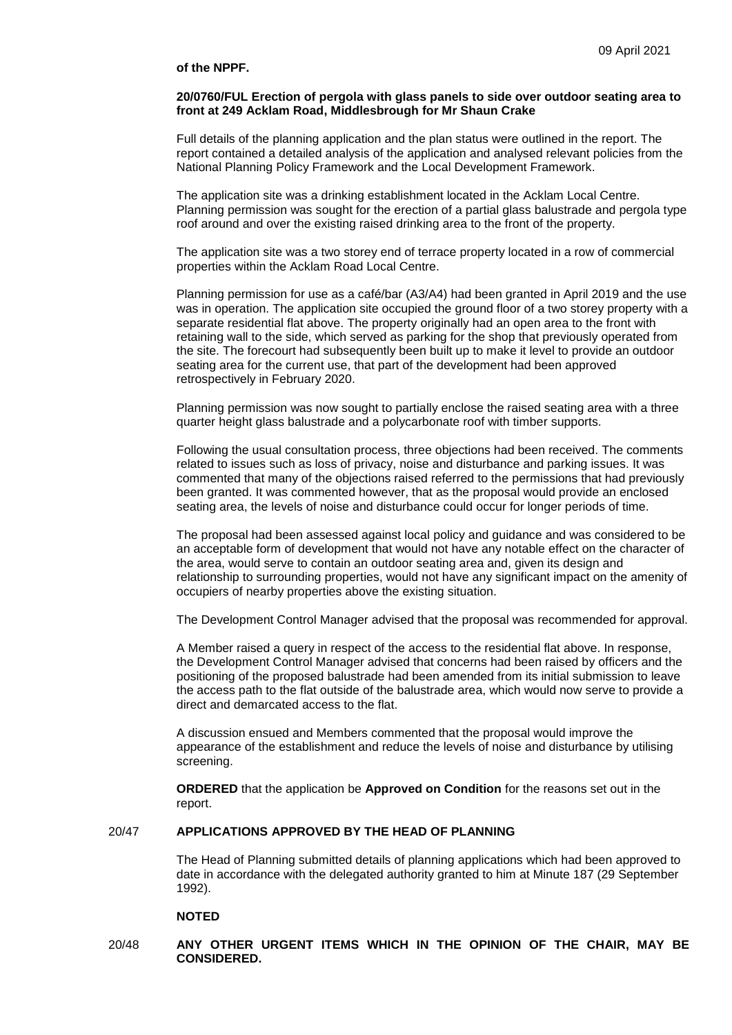**of the NPPF.**

**20/0760/FUL Erection of pergola with glass panels to side over outdoor seating area to front at 249 Acklam Road, Middlesbrough for Mr Shaun Crake**

Full details of the planning application and the plan status were outlined in the report. The report contained a detailed analysis of the application and analysed relevant policies from the National Planning Policy Framework and the Local Development Framework.

The application site was a drinking establishment located in the Acklam Local Centre. Planning permission was sought for the erection of a partial glass balustrade and pergola type roof around and over the existing raised drinking area to the front of the property.

The application site was a two storey end of terrace property located in a row of commercial properties within the Acklam Road Local Centre.

Planning permission for use as a café/bar (A3/A4) had been granted in April 2019 and the use was in operation. The application site occupied the ground floor of a two storey property with a separate residential flat above. The property originally had an open area to the front with retaining wall to the side, which served as parking for the shop that previously operated from the site. The forecourt had subsequently been built up to make it level to provide an outdoor seating area for the current use, that part of the development had been approved retrospectively in February 2020.

Planning permission was now sought to partially enclose the raised seating area with a three quarter height glass balustrade and a polycarbonate roof with timber supports.

Following the usual consultation process, three objections had been received. The comments related to issues such as loss of privacy, noise and disturbance and parking issues. It was commented that many of the objections raised referred to the permissions that had previously been granted. It was commented however, that as the proposal would provide an enclosed seating area, the levels of noise and disturbance could occur for longer periods of time.

The proposal had been assessed against local policy and guidance and was considered to be an acceptable form of development that would not have any notable effect on the character of the area, would serve to contain an outdoor seating area and, given its design and relationship to surrounding properties, would not have any significant impact on the amenity of occupiers of nearby properties above the existing situation.

The Development Control Manager advised that the proposal was recommended for approval.

A Member raised a query in respect of the access to the residential flat above. In response, the Development Control Manager advised that concerns had been raised by officers and the positioning of the proposed balustrade had been amended from its initial submission to leave the access path to the flat outside of the balustrade area, which would now serve to provide a direct and demarcated access to the flat.

A discussion ensued and Members commented that the proposal would improve the appearance of the establishment and reduce the levels of noise and disturbance by utilising screening.

**ORDERED** that the application be **Approved on Condition** for the reasons set out in the report.

## 20/47 APPLICATIONS APPROVED BY THE HEAD OF PLANNING

The Head of Planning submitted details of planning applications which had been approved to date in accordance with the delegated authority granted to him at Minute 187 (29 September 1992).

**NOTED**

## 20/48 ANY OTHER URGENT ITEMS WHICH IN THE OPINION OF THE CHAIR, MAY BE CONSIDERED.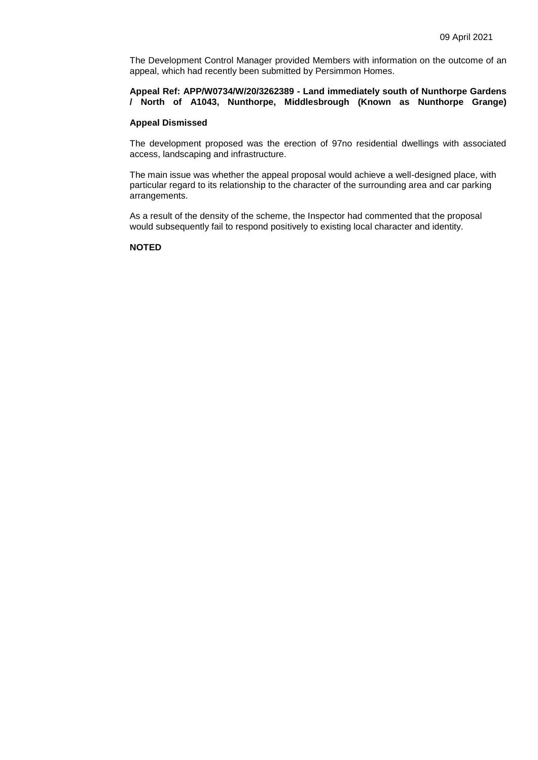The Development Control Manager provided Members with information on the outcome of an appeal, which had recently been submitted by Persimmon Homes.

**Appeal Ref: APP/W0734/W/20/3262389 - Land immediately south of Nunthorpe Gardens / North of A1043, Nunthorpe, Middlesbrough (Known as Nunthorpe Grange)**

**Appeal Dismissed**

The development proposed was the erection of 97no residential dwellings with associated access, landscaping and infrastructure.

The main issue was whether the appeal proposal would achieve a well-designed place, with particular regard to its relationship to the character of the surrounding area and car parking arrangements.

As a result of the density of the scheme, the Inspector had commented that the proposal would subsequently fail to respond positively to existing local character and identity.

**NOTED**